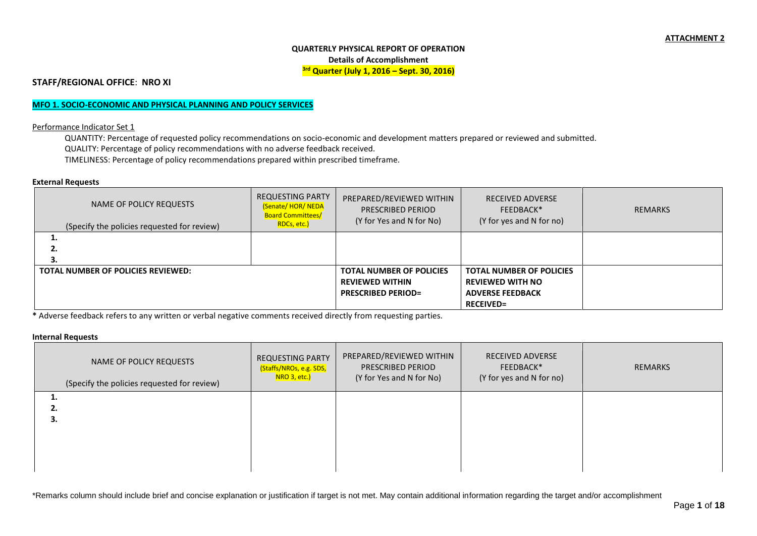**ATTACHMENT 2**

**QUARTERLY PHYSICAL REPORT OF OPERATION**

**Details of Accomplishment**

**3rd Quarter (July 1, 2016 – Sept. 30, 2016)**

**STAFF/REGIONAL OFFICE**: **NRO XI**

**MFO 1. SOCIO-ECONOMIC AND PHYSICAL PLANNING AND POLICY SERVICES**

Performance Indicator Set 1

QUANTITY: Percentage of requested policy recommendations on socio-economic and development matters prepared or reviewed and submitted.

QUALITY: Percentage of policy recommendations with no adverse feedback received.

TIMELINESS: Percentage of policy recommendations prepared within prescribed timeframe.

**External Requests**

| NAME OF POLICY REQUESTS (Specify the policies requested for review) | REQUESTING PARTY (Senate/ HOR/ NEDA Board Committees/ RDCs, etc.) | PREPARED/REVIEWED WITHIN PRESCRIBED PERIOD (Y for Yes and N for No) | RECEIVED ADVERSE FEEDBACK* (Y for yes and N for no) | REMARKS |
|---|---|---|---|---|
| **1.** | | | | |
| **2.** | | | | |
| **3.** | | | | |
| **TOTAL NUMBER OF POLICIES REVIEWED:** | | **TOTAL NUMBER OF POLICIES REVIEWED WITHIN PRESCRIBED PERIOD=** | **TOTAL NUMBER OF POLICIES REVIEWED WITH NO ADVERSE FEEDBACK RECEIVED=** | |

**\*** Adverse feedback refers to any written or verbal negative comments received directly from requesting parties.

**Internal Requests**

| NAME OF POLICY REQUESTS (Specify the policies requested for review) | REQUESTING PARTY (Staffs/NROs, e.g. SDS, NRO 3, etc.) | PREPARED/REVIEWED WITHIN PRESCRIBED PERIOD (Y for Yes and N for No) | RECEIVED ADVERSE FEEDBACK* (Y for yes and N for no) | REMARKS |
|---|---|---|---|---|
| **1.** | | | | |
| **2.** | | | | |
| **3.** | | | | |

\*Remarks column should include brief and concise explanation or justification if target is not met. May contain additional information regarding the target and/or accomplishment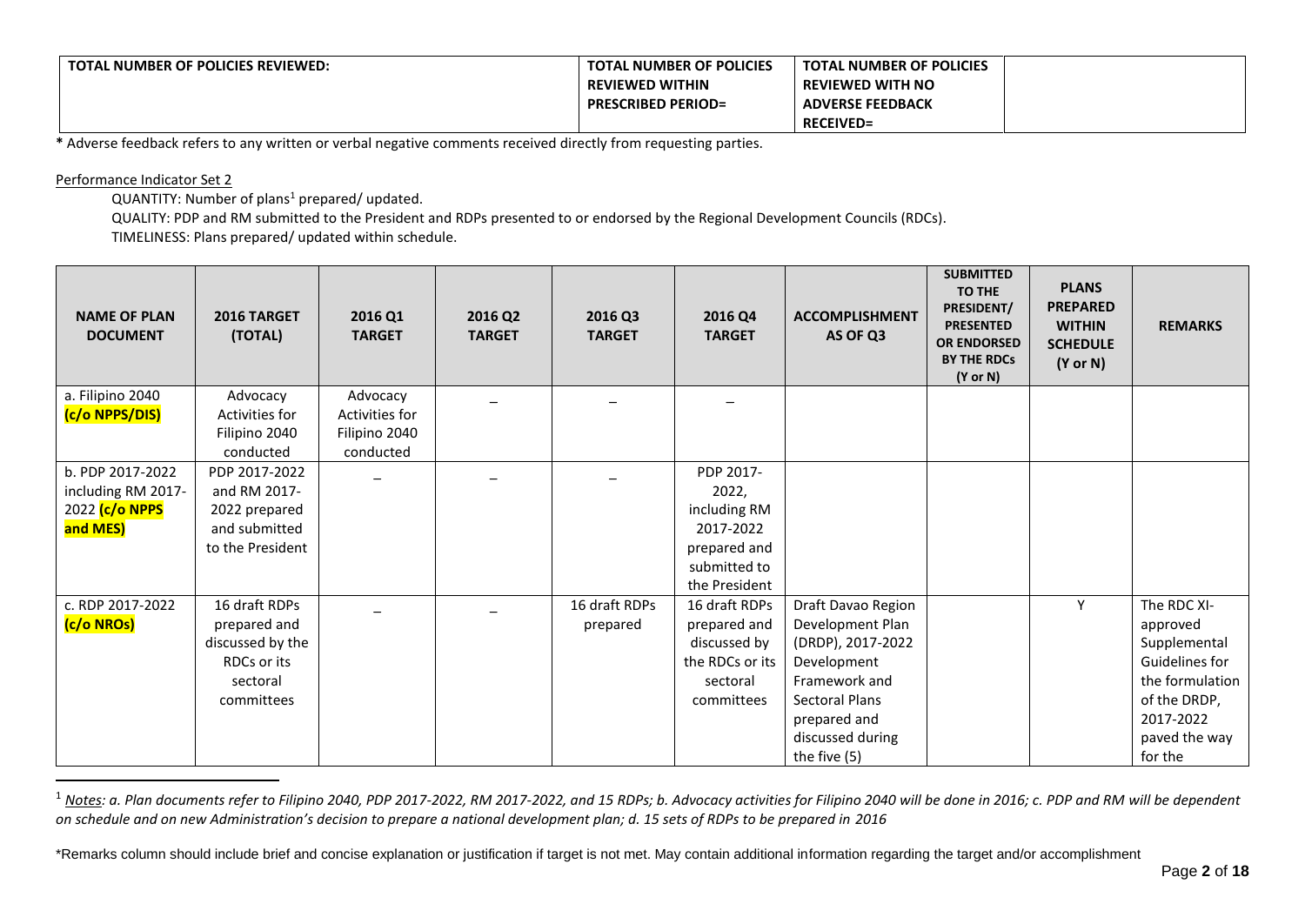| TOTAL NUMBER OF POLICIES REVIEWED: | TOTAL NUMBER OF POLICIES REVIEWED WITHIN PRESCRIBED PERIOD= | TOTAL NUMBER OF POLICIES REVIEWED WITH NO ADVERSE FEEDBACK RECEIVED= | |
|---|---|---|---|

**\*** Adverse feedback refers to any written or verbal negative comments received directly from requesting parties.

Performance Indicator Set 2

QUANTITY: Number of plans[1] prepared/ updated.

QUALITY: PDP and RM submitted to the President and RDPs presented to or endorsed by the Regional Development Councils (RDCs).

TIMELINESS: Plans prepared/ updated within schedule.

| NAME OF PLAN DOCUMENT | 2016 TARGET (TOTAL) | 2016 Q1 TARGET | 2016 Q2 TARGET | 2016 Q3 TARGET | 2016 Q4 TARGET | ACCOMPLISHMENT AS OF Q3 | SUBMITTED TO THE PRESIDENT/ PRESENTED OR ENDORSED BY THE RDCs (Y or N) | PLANS PREPARED WITHIN SCHEDULE (Y or N) | REMARKS |
|---|---|---|---|---|---|---|---|---|---|
| a. Filipino 2040 **(c/o NPPS/DIS)** | Advocacy Activities for Filipino 2040 conducted | Advocacy Activities for Filipino 2040 conducted | – | – | – | | | | |
| b. PDP 2017-2022 including RM 2017-2022 **(c/o NPPS and MES)** | PDP 2017-2022 and RM 2017-2022 prepared and submitted to the President | – | – | – | PDP 2017-2022, including RM 2017-2022 prepared and submitted to the President | | | | |
| c. RDP 2017-2022 **(c/o NROs)** | 16 draft RDPs prepared and discussed by the RDCs or its sectoral committees | – | – | 16 draft RDPs prepared | 16 draft RDPs prepared and discussed by the RDCs or its sectoral committees | Draft Davao Region Development Plan (DRDP), 2017-2022 Development Framework and Sectoral Plans prepared and discussed during the five (5) | | Y | The RDC XI-approved Supplemental Guidelines for the formulation of the DRDP, 2017-2022 paved the way for the |

[1] *Notes: a. Plan documents refer to Filipino 2040, PDP 2017-2022, RM 2017-2022, and 15 RDPs; b. Advocacy activities for Filipino 2040 will be done in 2016; c. PDP and RM will be dependent on schedule and on new Administration's decision to prepare a national development plan; d. 15 sets of RDPs to be prepared in 2016*

\*Remarks column should include brief and concise explanation or justification if target is not met. May contain additional information regarding the target and/or accomplishment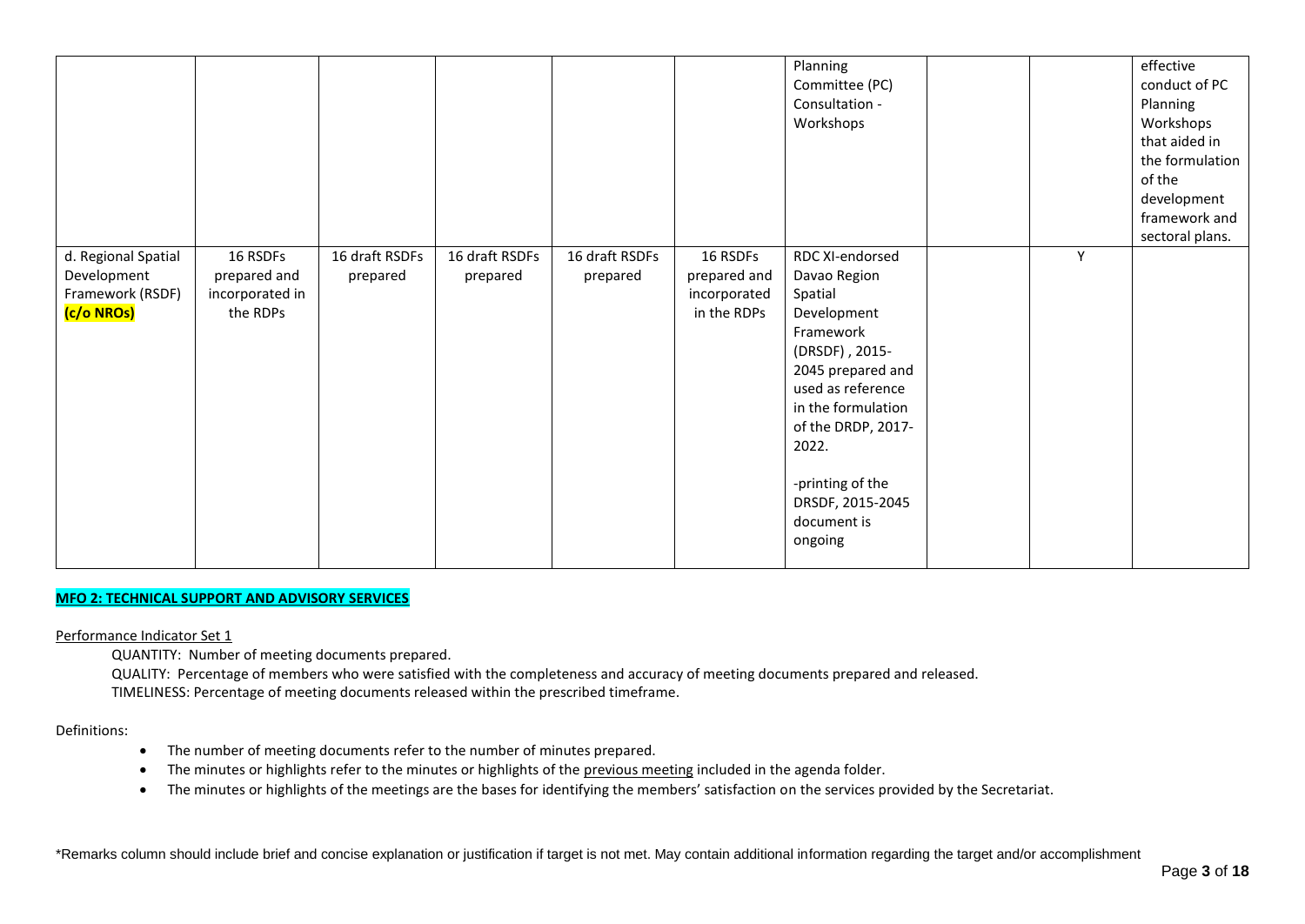|  |  |  |  |  |  | Planning Committee (PC) Consultation - Workshops |  |  | effective conduct of PC Planning Workshops that aided in the formulation of the development framework and sectoral plans. |
|---|---|---|---|---|---|---|---|---|---|
| d. Regional Spatial Development Framework (RSDF) **(c/o NROs)** | 16 RSDFs prepared and incorporated in the RDPs | 16 draft RSDFs prepared | 16 draft RSDFs prepared | 16 draft RSDFs prepared | 16 RSDFs prepared and incorporated in the RDPs | RDC XI-endorsed Davao Region Spatial Development Framework (DRSDF) , 2015-2045 prepared and used as reference in the formulation of the DRDP, 2017-2022.<br><br>-printing of the DRSDF, 2015-2045 document is ongoing |  | Y |  |

**MFO 2: TECHNICAL SUPPORT AND ADVISORY SERVICES**

Performance Indicator Set 1

QUANTITY: Number of meeting documents prepared.

QUALITY: Percentage of members who were satisfied with the completeness and accuracy of meeting documents prepared and released.

TIMELINESS: Percentage of meeting documents released within the prescribed timeframe.

Definitions:

- The number of meeting documents refer to the number of minutes prepared.
- The minutes or highlights refer to the minutes or highlights of the previous meeting included in the agenda folder.
- The minutes or highlights of the meetings are the bases for identifying the members' satisfaction on the services provided by the Secretariat.

*Remarks column should include brief and concise explanation or justification if target is not met. May contain additional information regarding the target and/or accomplishment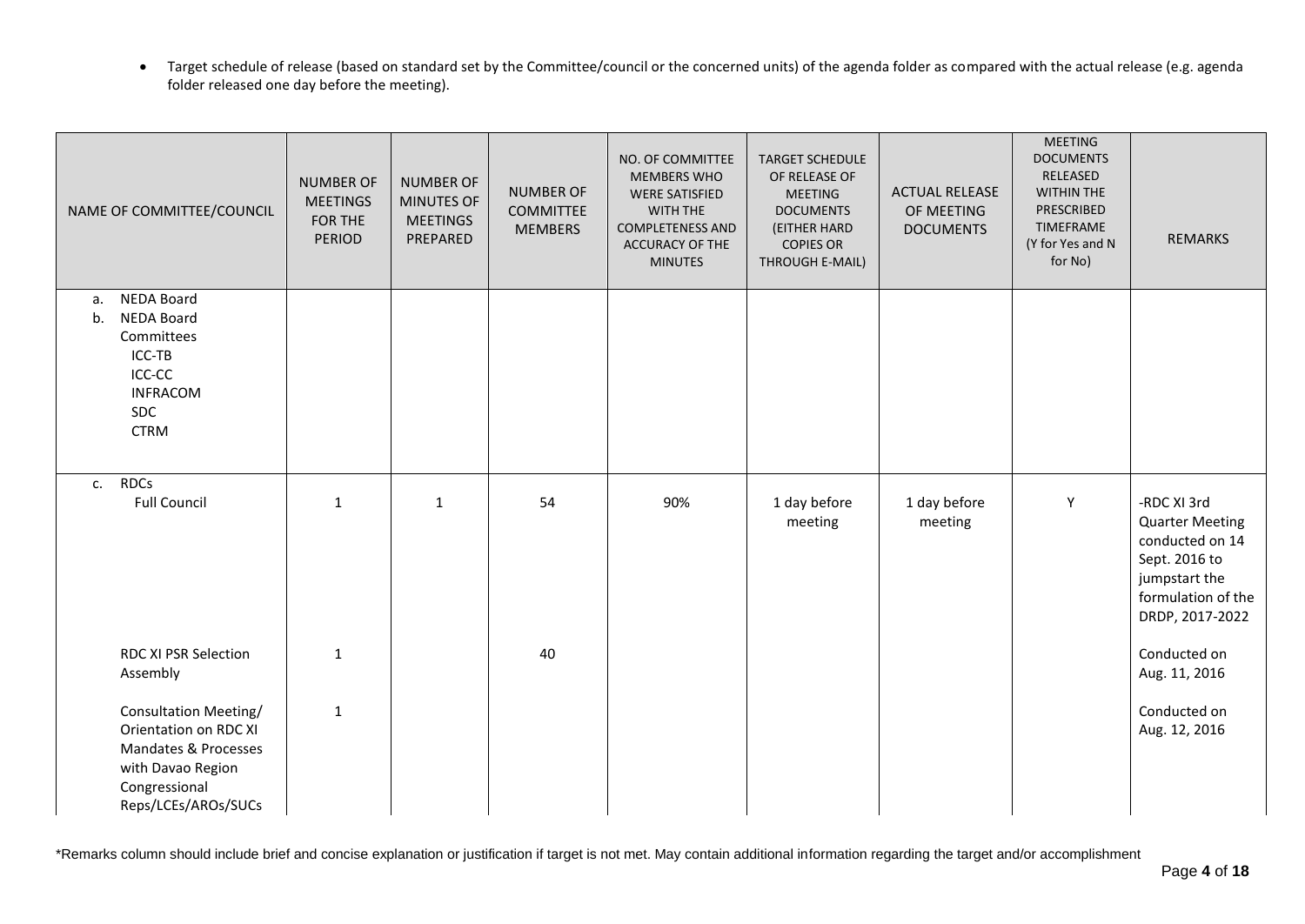- Target schedule of release (based on standard set by the Committee/council or the concerned units) of the agenda folder as compared with the actual release (e.g. agenda folder released one day before the meeting).

| NAME OF COMMITTEE/COUNCIL | NUMBER OF MEETINGS FOR THE PERIOD | NUMBER OF MINUTES OF MEETINGS PREPARED | NUMBER OF COMMITTEE MEMBERS | NO. OF COMMITTEE MEMBERS WHO WERE SATISFIED WITH THE COMPLETENESS AND ACCURACY OF THE MINUTES | TARGET SCHEDULE OF RELEASE OF MEETING DOCUMENTS (EITHER HARD COPIES OR THROUGH E-MAIL) | ACTUAL RELEASE OF MEETING DOCUMENTS | MEETING DOCUMENTS RELEASED WITHIN THE PRESCRIBED TIMEFRAME (Y for Yes and N for No) | REMARKS |
|---|---|---|---|---|---|---|---|---|
| a. NEDA Board<br>b. NEDA Board Committees<br>ICC-TB<br>ICC-CC<br>INFRACOM<br>SDC<br>CTRM | | | | | | | | |
| c. RDCs<br>Full Council | 1 | 1 | 54 | 90% | 1 day before meeting | 1 day before meeting | Y | -RDC XI 3rd Quarter Meeting conducted on 14 Sept. 2016 to jumpstart the formulation of the DRDP, 2017-2022 |
| RDC XI PSR Selection Assembly | 1 | | 40 | | | | | Conducted on Aug. 11, 2016 |
| Consultation Meeting/ Orientation on RDC XI Mandates & Processes with Davao Region Congressional Reps/LCEs/AROs/SUCs | 1 | | | | | | | Conducted on Aug. 12, 2016 |

*Remarks column should include brief and concise explanation or justification if target is not met. May contain additional information regarding the target and/or accomplishment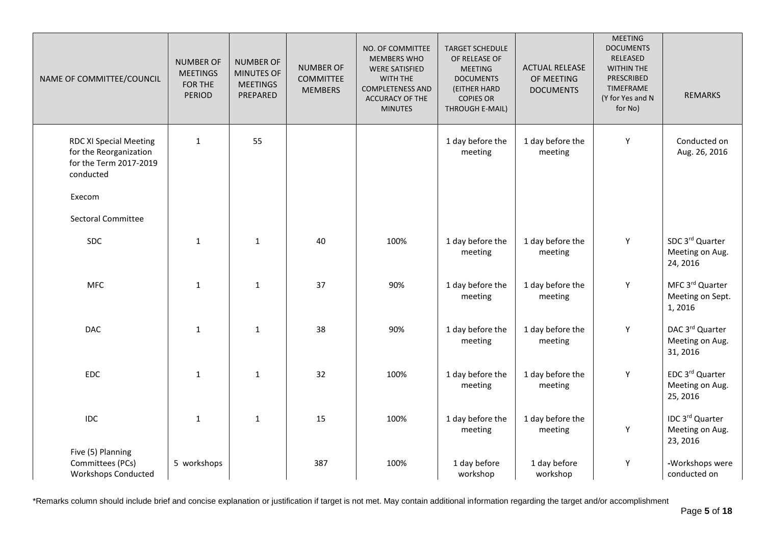| NAME OF COMMITTEE/COUNCIL | NUMBER OF MEETINGS FOR THE PERIOD | NUMBER OF MINUTES OF MEETINGS PREPARED | NUMBER OF COMMITTEE MEMBERS | NO. OF COMMITTEE MEMBERS WHO WERE SATISFIED WITH THE COMPLETENESS AND ACCURACY OF THE MINUTES | TARGET SCHEDULE OF RELEASE OF MEETING DOCUMENTS (EITHER HARD COPIES OR THROUGH E-MAIL) | ACTUAL RELEASE OF MEETING DOCUMENTS | MEETING DOCUMENTS RELEASED WITHIN THE PRESCRIBED TIMEFRAME (Y for Yes and N for No) | REMARKS |
|---|---|---|---|---|---|---|---|---|
| RDC XI Special Meeting for the Reorganization for the Term 2017-2019 conducted | 1 | 55 | | | 1 day before the meeting | 1 day before the meeting | Y | Conducted on Aug. 26, 2016 |
| Execom | | | | | | | | |
| Sectoral Committee | | | | | | | | |
| SDC | 1 | 1 | 40 | 100% | 1 day before the meeting | 1 day before the meeting | Y | SDC 3rd Quarter Meeting on Aug. 24, 2016 |
| MFC | 1 | 1 | 37 | 90% | 1 day before the meeting | 1 day before the meeting | Y | MFC 3rd Quarter Meeting on Sept. 1, 2016 |
| DAC | 1 | 1 | 38 | 90% | 1 day before the meeting | 1 day before the meeting | Y | DAC 3rd Quarter Meeting on Aug. 31, 2016 |
| EDC | 1 | 1 | 32 | 100% | 1 day before the meeting | 1 day before the meeting | Y | EDC 3rd Quarter Meeting on Aug. 25, 2016 |
| IDC | 1 | 1 | 15 | 100% | 1 day before the meeting | 1 day before the meeting | Y | IDC 3rd Quarter Meeting on Aug. 23, 2016 |
| Five (5) Planning Committees (PCs) Workshops Conducted | 5 workshops | | 387 | 100% | 1 day before workshop | 1 day before workshop | Y | -Workshops were conducted on |

*Remarks column should include brief and concise explanation or justification if target is not met. May contain additional information regarding the target and/or accomplishment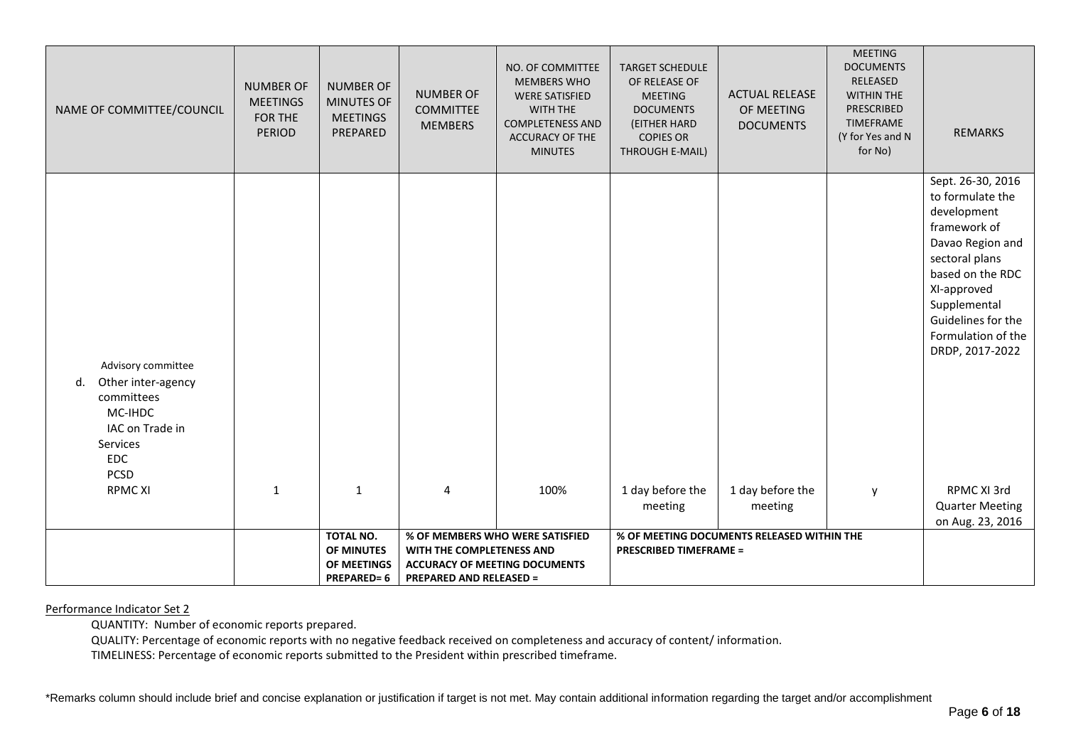| NAME OF COMMITTEE/COUNCIL | NUMBER OF MEETINGS FOR THE PERIOD | NUMBER OF MINUTES OF MEETINGS PREPARED | NUMBER OF COMMITTEE MEMBERS | NO. OF COMMITTEE MEMBERS WHO WERE SATISFIED WITH THE COMPLETENESS AND ACCURACY OF THE MINUTES | TARGET SCHEDULE OF RELEASE OF MEETING DOCUMENTS (EITHER HARD COPIES OR THROUGH E-MAIL) | ACTUAL RELEASE OF MEETING DOCUMENTS | MEETING DOCUMENTS RELEASED WITHIN THE PRESCRIBED TIMEFRAME (Y for Yes and N for No) | REMARKS |
|---|---|---|---|---|---|---|---|---|
| Advisory committee | | | | | | | | Sept. 26-30, 2016 to formulate the development framework of Davao Region and sectoral plans based on the RDC XI-approved Supplemental Guidelines for the Formulation of the DRDP, 2017-2022 |
| d. Other inter-agency committees | | | | | | | | |
| MC-IHDC | | | | | | | | |
| IAC on Trade in Services | | | | | | | | |
| EDC | | | | | | | | |
| PCSD | | | | | | | | |
| RPMC XI | 1 | 1 | 4 | 100% | 1 day before the meeting | 1 day before the meeting | y | RPMC XI 3rd Quarter Meeting on Aug. 23, 2016 |
| | | **TOTAL NO. OF MINUTES OF MEETINGS PREPARED= 6** | **% OF MEMBERS WHO WERE SATISFIED WITH THE COMPLETENESS AND ACCURACY OF MEETING DOCUMENTS PREPARED AND RELEASED =** | | **% OF MEETING DOCUMENTS RELEASED WITHIN THE PRESCRIBED TIMEFRAME =** | | | |

Performance Indicator Set 2

QUANTITY: Number of economic reports prepared.

QUALITY: Percentage of economic reports with no negative feedback received on completeness and accuracy of content/ information.

TIMELINESS: Percentage of economic reports submitted to the President within prescribed timeframe.

*Remarks column should include brief and concise explanation or justification if target is not met. May contain additional information regarding the target and/or accomplishment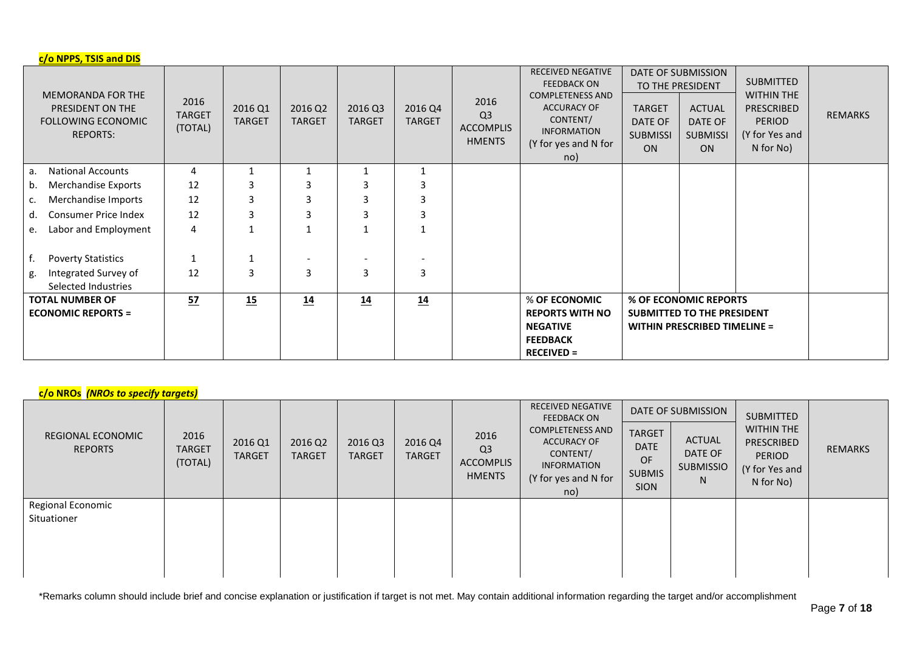**c/o NPPS, TSIS and DIS**

| MEMORANDA FOR THE PRESIDENT ON THE FOLLOWING ECONOMIC REPORTS: | 2016 TARGET (TOTAL) | 2016 Q1 TARGET | 2016 Q2 TARGET | 2016 Q3 TARGET | 2016 Q4 TARGET | 2016 Q3 ACCOMPLISHMENTS | RECEIVED NEGATIVE FEEDBACK ON COMPLETENESS AND ACCURACY OF CONTENT/ INFORMATION (Y for yes and N for no) | DATE OF SUBMISSION TO THE PRESIDENT | | SUBMITTED WITHIN THE PRESCRIBED PERIOD (Y for Yes and N for No) | REMARKS |
|---|---|---|---|---|---|---|---|---|---|---|---|
| | | | | | | | | TARGET DATE OF SUBMISSION | ACTUAL DATE OF SUBMISSION | | |
| a. National Accounts | 4 | 1 | 1 | 1 | 1 | | | | | | |
| b. Merchandise Exports | 12 | 3 | 3 | 3 | 3 | | | | | | |
| c. Merchandise Imports | 12 | 3 | 3 | 3 | 3 | | | | | | |
| d. Consumer Price Index | 12 | 3 | 3 | 3 | 3 | | | | | | |
| e. Labor and Employment | 4 | 1 | 1 | 1 | 1 | | | | | | |
| f. Poverty Statistics | 1 | 1 | - | - | - | | | | | | |
| g. Integrated Survey of Selected Industries | 12 | 3 | 3 | 3 | 3 | | | | | | |
| **TOTAL NUMBER OF ECONOMIC REPORTS =** | **57** | **15** | **14** | **14** | **14** | | **% OF ECONOMIC REPORTS WITH NO NEGATIVE FEEDBACK RECEIVED =** | **% OF ECONOMIC REPORTS SUBMITTED TO THE PRESIDENT WITHIN PRESCRIBED TIMELINE =** | | | |

**c/o NROs** ***(NROs to specify targets)***

| REGIONAL ECONOMIC REPORTS | 2016 TARGET (TOTAL) | 2016 Q1 TARGET | 2016 Q2 TARGET | 2016 Q3 TARGET | 2016 Q4 TARGET | 2016 Q3 ACCOMPLISHMENTS | RECEIVED NEGATIVE FEEDBACK ON COMPLETENESS AND ACCURACY OF CONTENT/ INFORMATION (Y for yes and N for no) | DATE OF SUBMISSION | | SUBMITTED WITHIN THE PRESCRIBED PERIOD (Y for Yes and N for No) | REMARKS |
|---|---|---|---|---|---|---|---|---|---|---|---|
| | | | | | | | | TARGET DATE OF SUBMISSION | ACTUAL DATE OF SUBMISSION | | |
| Regional Economic Situationer | | | | | | | | | | | |

*Remarks column should include brief and concise explanation or justification if target is not met. May contain additional information regarding the target and/or accomplishment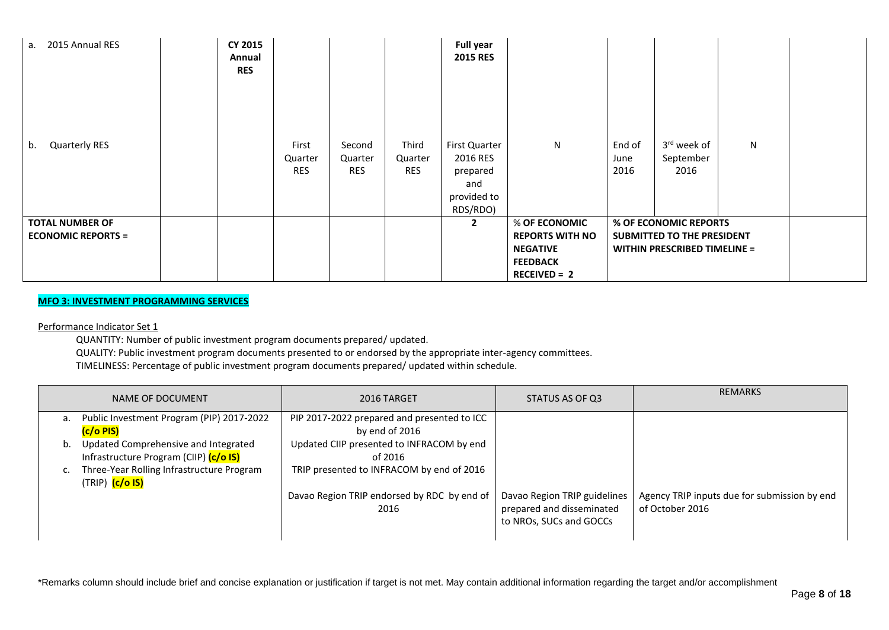| | | | | | | | | | | | |
|---|---|---|---|---|---|---|---|---|---|---|---|
| a. 2015 Annual RES | | **CY 2015 Annual RES** | | | | **Full year 2015 RES** | | | | | |
| b. Quarterly RES | | | First Quarter RES | Second Quarter RES | Third Quarter RES | First Quarter 2016 RES prepared and provided to RDS/RDO) | N | End of June 2016 | 3rd week of September 2016 | N | |
| **TOTAL NUMBER OF ECONOMIC REPORTS =** | | | | | | **2** | **% OF ECONOMIC REPORTS WITH NO NEGATIVE FEEDBACK RECEIVED = 2** | **% OF ECONOMIC REPORTS SUBMITTED TO THE PRESIDENT WITHIN PRESCRIBED TIMELINE =** | | | |

**MFO 3: INVESTMENT PROGRAMMING SERVICES**

Performance Indicator Set 1

QUANTITY: Number of public investment program documents prepared/ updated.

QUALITY: Public investment program documents presented to or endorsed by the appropriate inter-agency committees.

TIMELINESS: Percentage of public investment program documents prepared/ updated within schedule.

| NAME OF DOCUMENT | 2016 TARGET | STATUS AS OF Q3 | REMARKS |
|---|---|---|---|
| a. Public Investment Program (PIP) 2017-2022 **(c/o PIS)** | PIP 2017-2022 prepared and presented to ICC by end of 2016 | | |
| b. Updated Comprehensive and Integrated Infrastructure Program (CIIP) **(c/o IS)** | Updated CIIP presented to INFRACOM by end of 2016 | | |
| c. Three-Year Rolling Infrastructure Program (TRIP) **(c/o IS)** | TRIP presented to INFRACOM by end of 2016 | | |
| | Davao Region TRIP endorsed by RDC by end of 2016 | Davao Region TRIP guidelines prepared and disseminated to NROs, SUCs and GOCCs | Agency TRIP inputs due for submission by end of October 2016 |

*Remarks column should include brief and concise explanation or justification if target is not met. May contain additional information regarding the target and/or accomplishment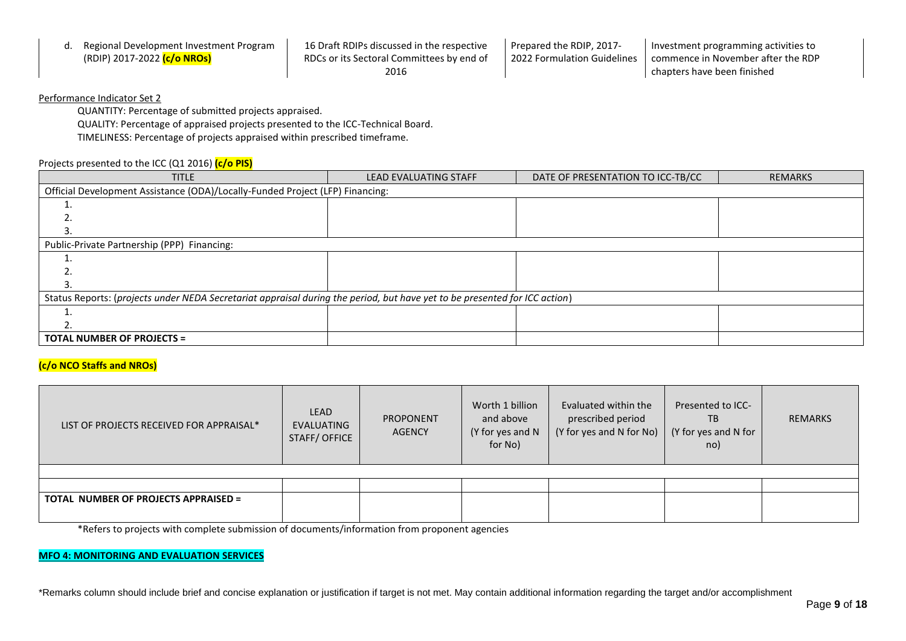| d. Regional Development Investment Program (RDIP) 2017-2022 **(c/o NROs)** | 16 Draft RDIPs discussed in the respective RDCs or its Sectoral Committees by end of 2016 | Prepared the RDIP, 2017-2022 Formulation Guidelines | Investment programming activities to commence in November after the RDP chapters have been finished |
|---|---|---|---|

Performance Indicator Set 2

QUANTITY: Percentage of submitted projects appraised.

QUALITY: Percentage of appraised projects presented to the ICC-Technical Board.

TIMELINESS: Percentage of projects appraised within prescribed timeframe.

Projects presented to the ICC (Q1 2016) **(c/o PIS)**

| TITLE | LEAD EVALUATING STAFF | DATE OF PRESENTATION TO ICC-TB/CC | REMARKS |
|---|---|---|---|
| Official Development Assistance (ODA)/Locally-Funded Project (LFP) Financing: | | | |
| 1. | | | |
| 2. | | | |
| 3. | | | |
| Public-Private Partnership (PPP) Financing: | | | |
| 1. | | | |
| 2. | | | |
| 3. | | | |
| Status Reports: (*projects under NEDA Secretariat appraisal during the period, but have yet to be presented for ICC action*) | | | |
| 1. | | | |
| 2. | | | |
| **TOTAL NUMBER OF PROJECTS =** | | | |

**(c/o NCO Staffs and NROs)**

| LIST OF PROJECTS RECEIVED FOR APPRAISAL* | LEAD EVALUATING STAFF/ OFFICE | PROPONENT AGENCY | Worth 1 billion and above (Y for yes and N for No) | Evaluated within the prescribed period (Y for yes and N for No) | Presented to ICC-TB (Y for yes and N for no) | REMARKS |
|---|---|---|---|---|---|---|
| | | | | | | |
| | | | | | | |
| **TOTAL NUMBER OF PROJECTS APPRAISED =** | | | | | | |

*Refers to projects with complete submission of documents/information from proponent agencies

**MFO 4: MONITORING AND EVALUATION SERVICES**

*Remarks column should include brief and concise explanation or justification if target is not met. May contain additional information regarding the target and/or accomplishment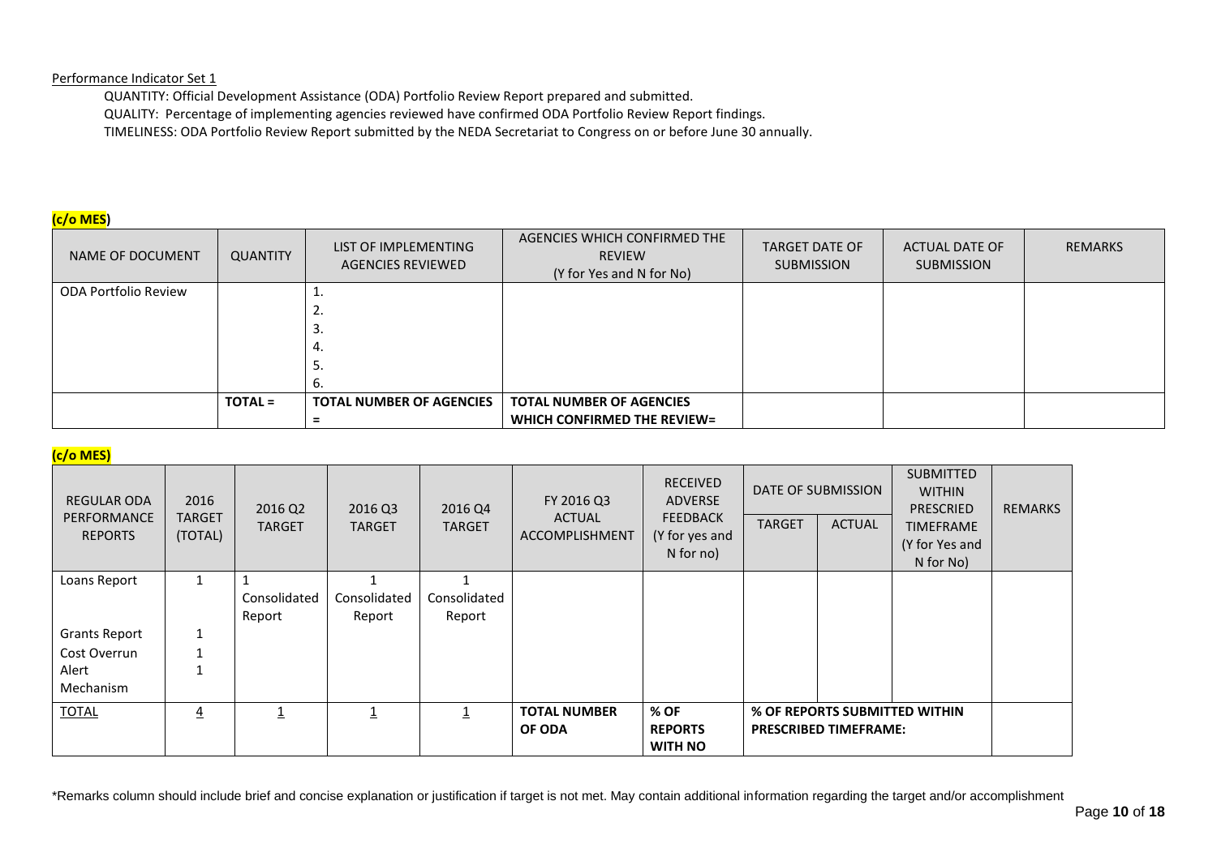Performance Indicator Set 1

QUANTITY: Official Development Assistance (ODA) Portfolio Review Report prepared and submitted.
QUALITY: Percentage of implementing agencies reviewed have confirmed ODA Portfolio Review Report findings.
TIMELINESS: ODA Portfolio Review Report submitted by the NEDA Secretariat to Congress on or before June 30 annually.

**(c/o MES)**

| NAME OF DOCUMENT | QUANTITY | LIST OF IMPLEMENTING AGENCIES REVIEWED | AGENCIES WHICH CONFIRMED THE REVIEW (Y for Yes and N for No) | TARGET DATE OF SUBMISSION | ACTUAL DATE OF SUBMISSION | REMARKS |
|---|---|---|---|---|---|---|
| ODA Portfolio Review | | 1.<br>2.<br>3.<br>4.<br>5.<br>6. | | | | |
| | **TOTAL =** | **TOTAL NUMBER OF AGENCIES =** | **TOTAL NUMBER OF AGENCIES WHICH CONFIRMED THE REVIEW=** | | | |

**(c/o MES)**

| REGULAR ODA PERFORMANCE REPORTS | 2016 TARGET (TOTAL) | 2016 Q2 TARGET | 2016 Q3 TARGET | 2016 Q4 TARGET | FY 2016 Q3 ACTUAL ACCOMPLISHMENT | RECEIVED ADVERSE FEEDBACK (Y for yes and N for no) | DATE OF SUBMISSION | | SUBMITTED WITHIN PRESCRIED TIMEFRAME (Y for Yes and N for No) | REMARKS |
|---|---|---|---|---|---|---|---|---|---|---|
| | | | | | | | TARGET | ACTUAL | | |
| Loans Report | 1 | 1 Consolidated Report | 1 Consolidated Report | 1 Consolidated Report | | | | | | |
| Grants Report | 1 | | | | | | | | | |
| Cost Overrun Alert Mechanism | 1<br>1 | | | | | | | | | |
| TOTAL | 4 | 1 | 1 | 1 | **TOTAL NUMBER OF ODA** | **% OF REPORTS WITH NO** | **% OF REPORTS SUBMITTED WITHIN PRESCRIBED TIMEFRAME:** | | | |

*Remarks column should include brief and concise explanation or justification if target is not met. May contain additional information regarding the target and/or accomplishment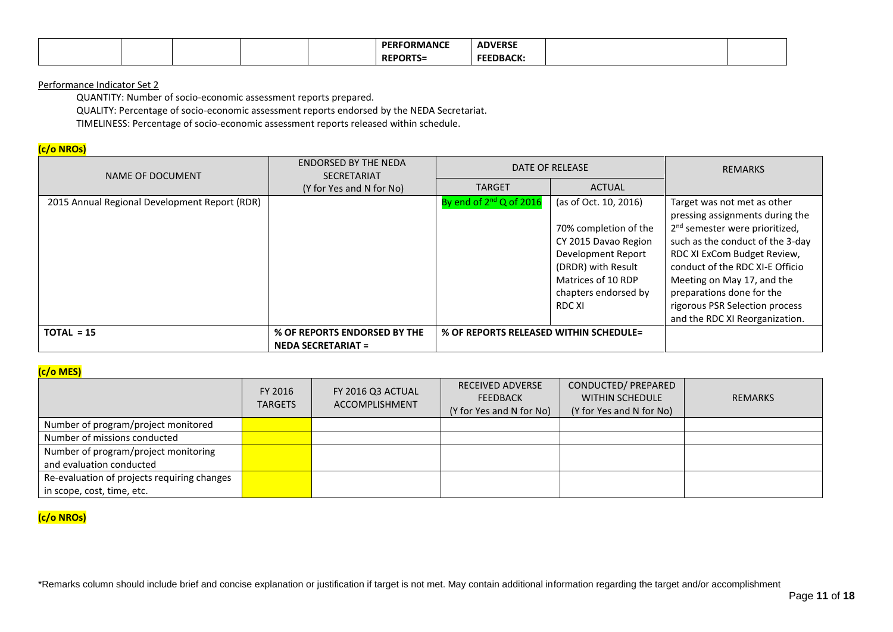| | | | | | PERFORMANCE REPORTS= | ADVERSE FEEDBACK: | | |
|---|---|---|---|---|---|---|---|---|

Performance Indicator Set 2

QUANTITY: Number of socio-economic assessment reports prepared.

QUALITY: Percentage of socio-economic assessment reports endorsed by the NEDA Secretariat.

TIMELINESS: Percentage of socio-economic assessment reports released within schedule.

**(c/o NROs)**

| NAME OF DOCUMENT | ENDORSED BY THE NEDA SECRETARIAT (Y for Yes and N for No) | DATE OF RELEASE | | REMARKS |
|---|---|---|---|---|
| | | TARGET | ACTUAL | |
| 2015 Annual Regional Development Report (RDR) | | By end of 2nd Q of 2016 | (as of Oct. 10, 2016)<br><br>70% completion of the CY 2015 Davao Region Development Report (DRDR) with Result Matrices of 10 RDP chapters endorsed by RDC XI | Target was not met as other pressing assignments during the 2nd semester were prioritized, such as the conduct of the 3-day RDC XI ExCom Budget Review, conduct of the RDC XI-E Officio Meeting on May 17, and the preparations done for the rigorous PSR Selection process and the RDC XI Reorganization. |
| **TOTAL = 15** | **% OF REPORTS ENDORSED BY THE NEDA SECRETARIAT =** | **% OF REPORTS RELEASED WITHIN SCHEDULE=** | | |

**(c/o MES)**

| | FY 2016 TARGETS | FY 2016 Q3 ACTUAL ACCOMPLISHMENT | RECEIVED ADVERSE FEEDBACK (Y for Yes and N for No) | CONDUCTED/ PREPARED WITHIN SCHEDULE (Y for Yes and N for No) | REMARKS |
|---|---|---|---|---|---|
| Number of program/project monitored | | | | | |
| Number of missions conducted | | | | | |
| Number of program/project monitoring and evaluation conducted | | | | | |
| Re-evaluation of projects requiring changes in scope, cost, time, etc. | | | | | |

**(c/o NROs)**

*Remarks column should include brief and concise explanation or justification if target is not met. May contain additional information regarding the target and/or accomplishment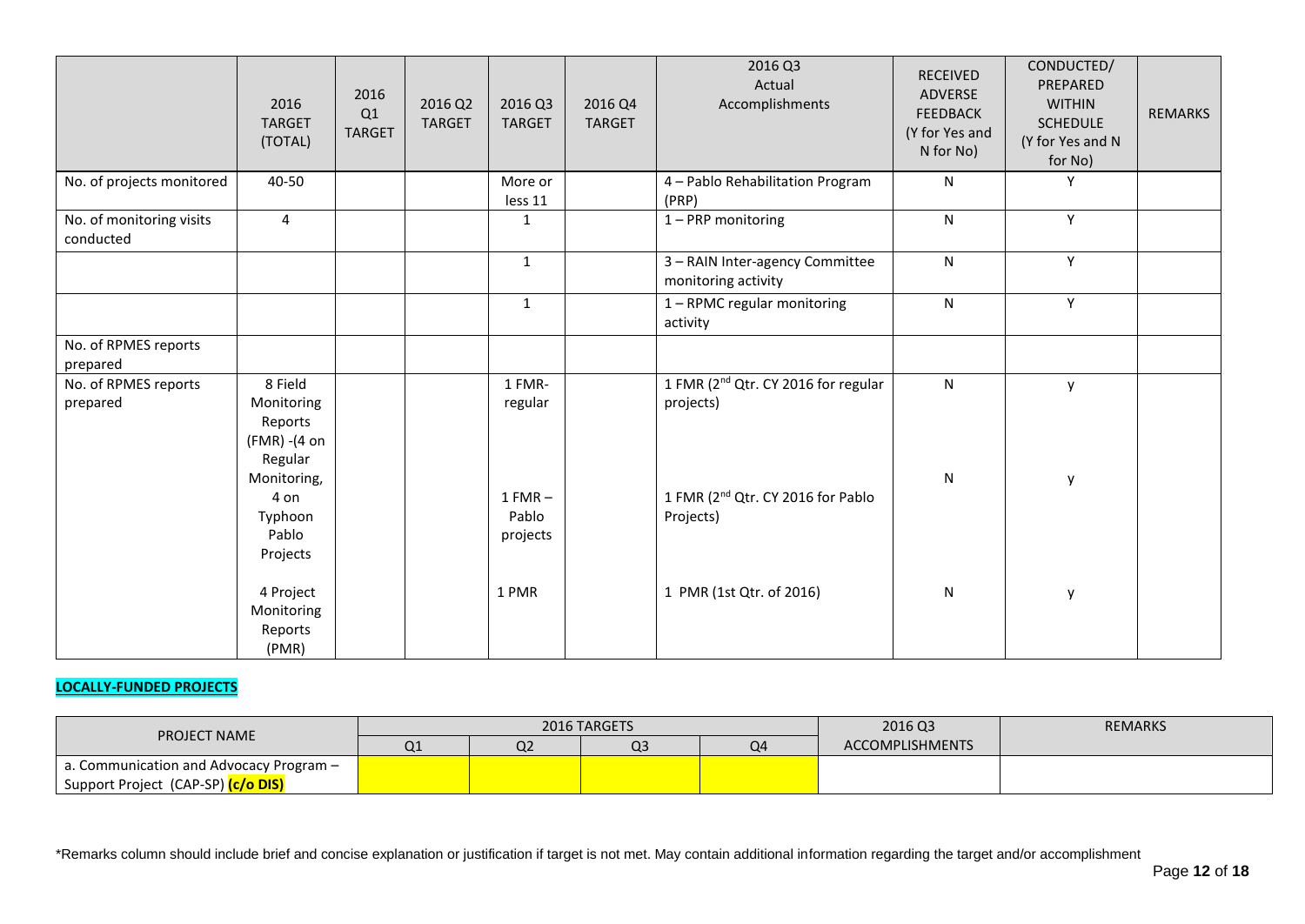| | 2016 TARGET (TOTAL) | 2016 Q1 TARGET | 2016 Q2 TARGET | 2016 Q3 TARGET | 2016 Q4 TARGET | 2016 Q3 Actual Accomplishments | RECEIVED ADVERSE FEEDBACK (Y for Yes and N for No) | CONDUCTED/ PREPARED WITHIN SCHEDULE (Y for Yes and N for No) | REMARKS |
|---|---|---|---|---|---|---|---|---|---|
| No. of projects monitored | 40-50 | | | More or less 11 | | 4 – Pablo Rehabilitation Program (PRP) | N | Y | |
| No. of monitoring visits conducted | 4 | | | 1 | | 1 – PRP monitoring | N | Y | |
| | | | | 1 | | 3 – RAIN Inter-agency Committee monitoring activity | N | Y | |
| | | | | 1 | | 1 – RPMC regular monitoring activity | N | Y | |
| No. of RPMES reports prepared | | | | | | | | | |
| No. of RPMES reports prepared | 8 Field Monitoring Reports (FMR) -(4 on Regular Monitoring, 4 on Typhoon Pablo Projects | | | 1 FMR-regular | | 1 FMR (2nd Qtr. CY 2016 for regular projects) | N | y | |
| | | | | 1 FMR – Pablo projects | | 1 FMR (2nd Qtr. CY 2016 for Pablo Projects) | N | y | |
| | 4 Project Monitoring Reports (PMR) | | | 1 PMR | | 1 PMR (1st Qtr. of 2016) | N | y | |

**LOCALLY-FUNDED PROJECTS**

| PROJECT NAME | 2016 TARGETS | | | | 2016 Q3 ACCOMPLISHMENTS | REMARKS |
|---|---|---|---|---|---|---|
| | Q1 | Q2 | Q3 | Q4 | | |
| a. Communication and Advocacy Program – Support Project (CAP-SP) **(c/o DIS)** | | | | | | |

*Remarks column should include brief and concise explanation or justification if target is not met. May contain additional information regarding the target and/or accomplishment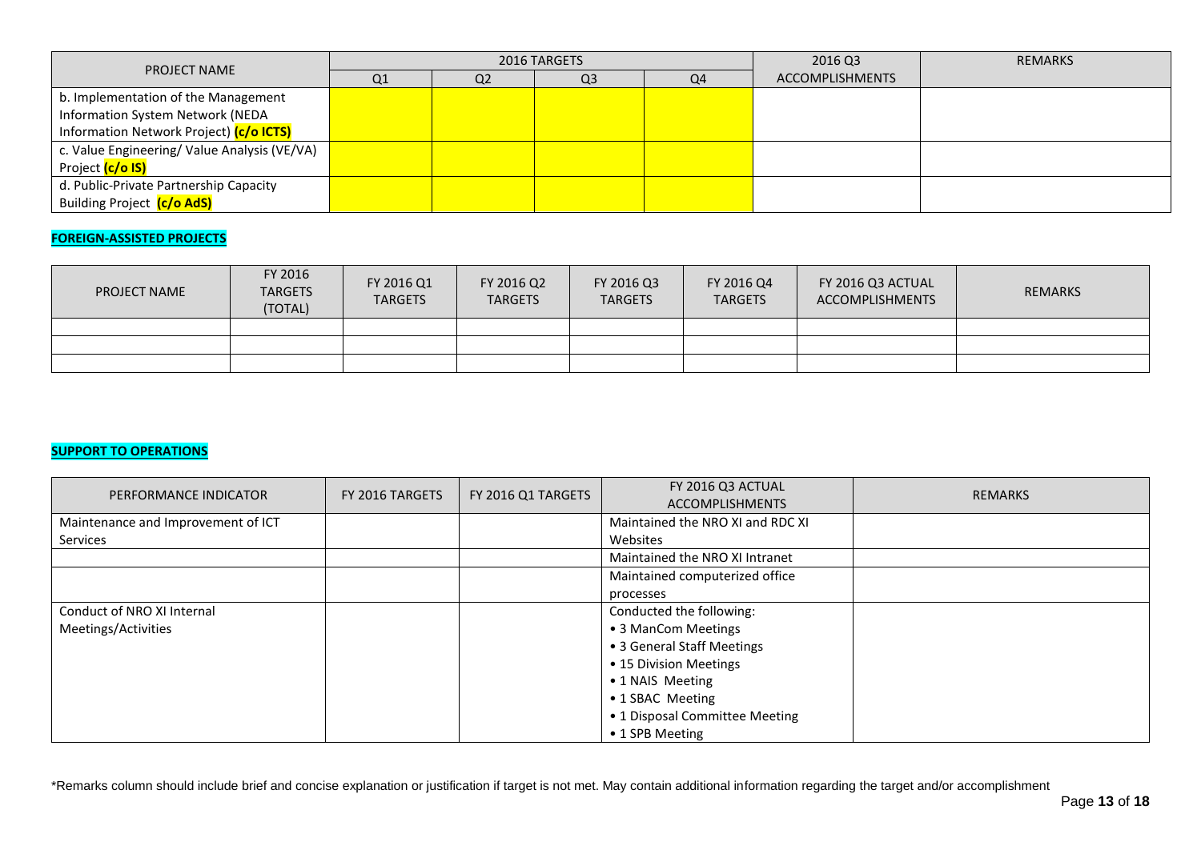| PROJECT NAME | 2016 TARGETS | | | | 2016 Q3 ACCOMPLISHMENTS | REMARKS |
|---|---|---|---|---|---|---|
| | Q1 | Q2 | Q3 | Q4 | | |
| b. Implementation of the Management Information System Network (NEDA Information Network Project) **(c/o ICTS)** | | | | | | |
| c. Value Engineering/ Value Analysis (VE/VA) Project **(c/o IS)** | | | | | | |
| d. Public-Private Partnership Capacity Building Project **(c/o AdS)** | | | | | | |

**FOREIGN-ASSISTED PROJECTS**

| PROJECT NAME | FY 2016 TARGETS (TOTAL) | FY 2016 Q1 TARGETS | FY 2016 Q2 TARGETS | FY 2016 Q3 TARGETS | FY 2016 Q4 TARGETS | FY 2016 Q3 ACTUAL ACCOMPLISHMENTS | REMARKS |
|---|---|---|---|---|---|---|---|
| | | | | | | | |
| | | | | | | | |
| | | | | | | | |

**SUPPORT TO OPERATIONS**

| PERFORMANCE INDICATOR | FY 2016 TARGETS | FY 2016 Q1 TARGETS | FY 2016 Q3 ACTUAL ACCOMPLISHMENTS | REMARKS |
|---|---|---|---|---|
| Maintenance and Improvement of ICT Services | | | Maintained the NRO XI and RDC XI Websites | |
| | | | Maintained the NRO XI Intranet | |
| | | | Maintained computerized office processes | |
| Conduct of NRO XI Internal Meetings/Activities | | | Conducted the following:<br>• 3 ManCom Meetings<br>• 3 General Staff Meetings<br>• 15 Division Meetings<br>• 1 NAIS Meeting<br>• 1 SBAC Meeting<br>• 1 Disposal Committee Meeting<br>• 1 SPB Meeting | |

\*Remarks column should include brief and concise explanation or justification if target is not met. May contain additional information regarding the target and/or accomplishment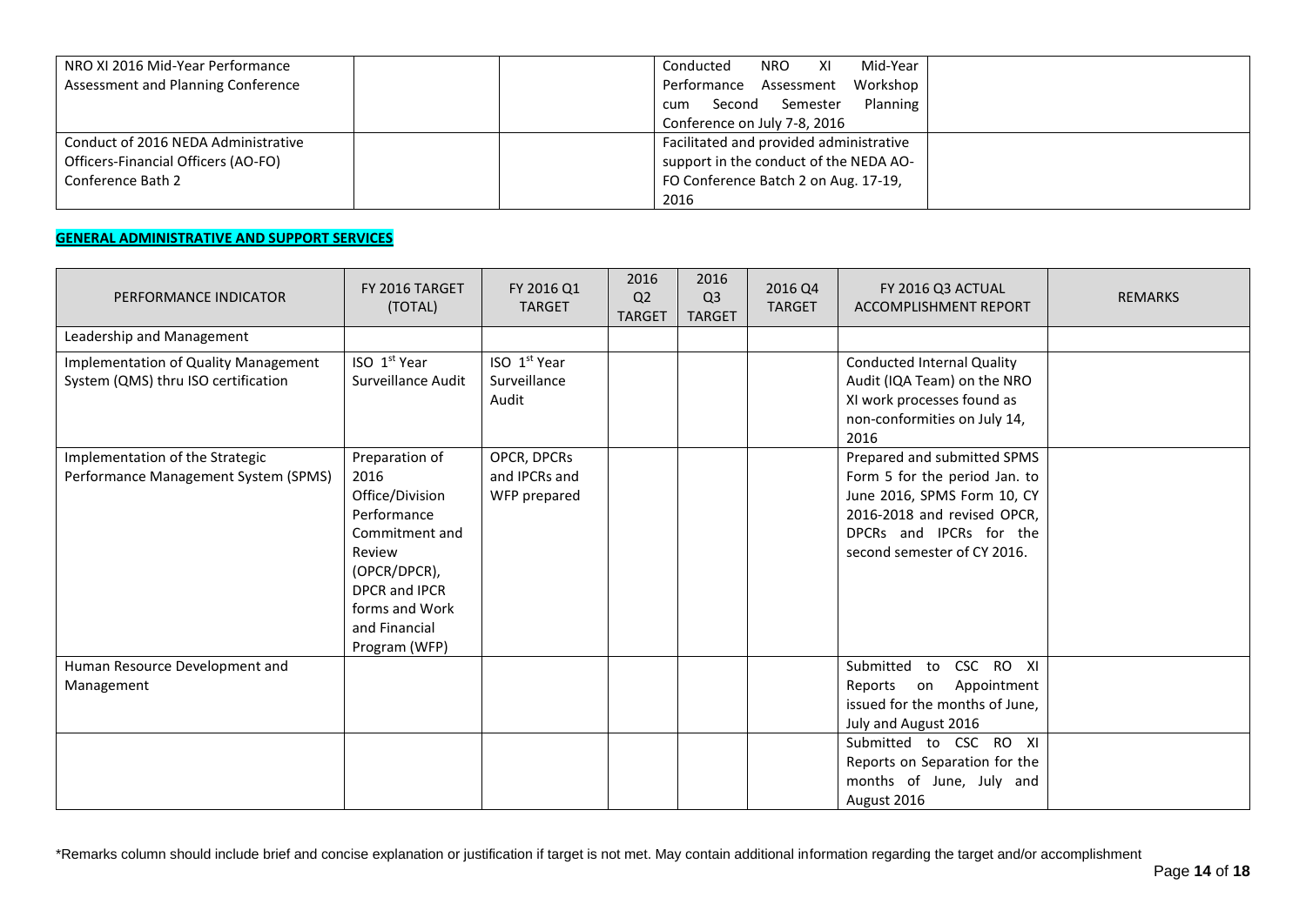| NRO XI 2016 Mid-Year Performance Assessment and Planning Conference | | | Conducted NRO XI Mid-Year Performance Assessment Workshop cum Second Semester Planning Conference on July 7-8, 2016 | |
|---|---|---|---|---|
| Conduct of 2016 NEDA Administrative Officers-Financial Officers (AO-FO) Conference Bath 2 | | | Facilitated and provided administrative support in the conduct of the NEDA AO-FO Conference Batch 2 on Aug. 17-19, 2016 | |

**GENERAL ADMINISTRATIVE AND SUPPORT SERVICES**

| PERFORMANCE INDICATOR | FY 2016 TARGET (TOTAL) | FY 2016 Q1 TARGET | 2016 Q2 TARGET | 2016 Q3 TARGET | 2016 Q4 TARGET | FY 2016 Q3 ACTUAL ACCOMPLISHMENT REPORT | REMARKS |
|---|---|---|---|---|---|---|---|
| Leadership and Management | | | | | | | |
| Implementation of Quality Management System (QMS) thru ISO certification | ISO 1st Year Surveillance Audit | ISO 1st Year Surveillance Audit | | | | Conducted Internal Quality Audit (IQA Team) on the NRO XI work processes found as non-conformities on July 14, 2016 | |
| Implementation of the Strategic Performance Management System (SPMS) | Preparation of 2016 Office/Division Performance Commitment and Review (OPCR/DPCR), DPCR and IPCR forms and Work and Financial Program (WFP) | OPCR, DPCRs and IPCRs and WFP prepared | | | | Prepared and submitted SPMS Form 5 for the period Jan. to June 2016, SPMS Form 10, CY 2016-2018 and revised OPCR, DPCRs and IPCRs for the second semester of CY 2016. | |
| Human Resource Development and Management | | | | | | Submitted to CSC RO XI Reports on Appointment issued for the months of June, July and August 2016 | |
| | | | | | | Submitted to CSC RO XI Reports on Separation for the months of June, July and August 2016 | |

\*Remarks column should include brief and concise explanation or justification if target is not met. May contain additional information regarding the target and/or accomplishment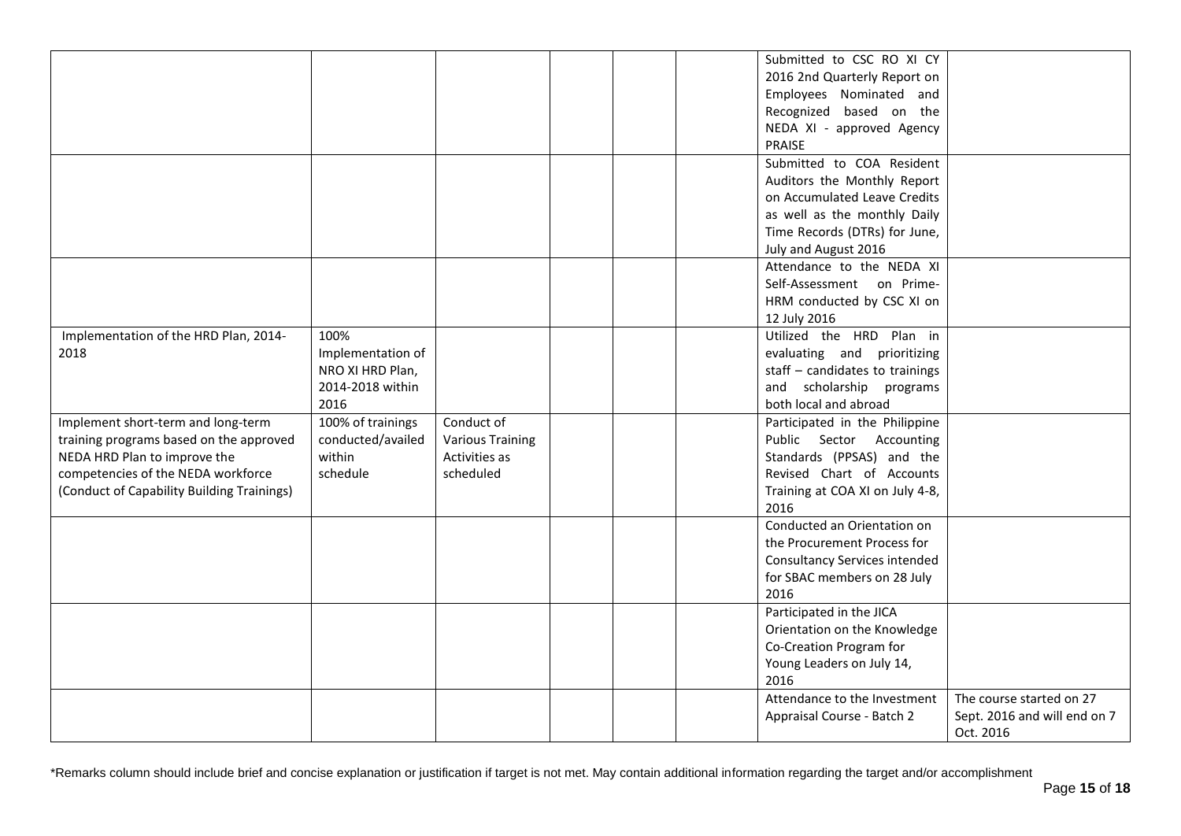| | | | | | | | |
|---|---|---|---|---|---|---|---|
| | | | | | | Submitted to CSC RO XI CY 2016 2nd Quarterly Report on Employees Nominated and Recognized based on the NEDA XI - approved Agency PRAISE | |
| | | | | | | Submitted to COA Resident Auditors the Monthly Report on Accumulated Leave Credits as well as the monthly Daily Time Records (DTRs) for June, July and August 2016 | |
| | | | | | | Attendance to the NEDA XI Self-Assessment on Prime-HRM conducted by CSC XI on 12 July 2016 | |
| Implementation of the HRD Plan, 2014-2018 | 100% Implementation of NRO XI HRD Plan, 2014-2018 within 2016 | | | | | Utilized the HRD Plan in evaluating and prioritizing staff – candidates to trainings and scholarship programs both local and abroad | |
| Implement short-term and long-term training programs based on the approved NEDA HRD Plan to improve the competencies of the NEDA workforce (Conduct of Capability Building Trainings) | 100% of trainings conducted/availed within schedule | Conduct of Various Training Activities as scheduled | | | | Participated in the Philippine Public Sector Accounting Standards (PPSAS) and the Revised Chart of Accounts Training at COA XI on July 4-8, 2016 | |
| | | | | | | Conducted an Orientation on the Procurement Process for Consultancy Services intended for SBAC members on 28 July 2016 | |
| | | | | | | Participated in the JICA Orientation on the Knowledge Co-Creation Program for Young Leaders on July 14, 2016 | |
| | | | | | | Attendance to the Investment Appraisal Course - Batch 2 | The course started on 27 Sept. 2016 and will end on 7 Oct. 2016 |

*Remarks column should include brief and concise explanation or justification if target is not met. May contain additional information regarding the target and/or accomplishment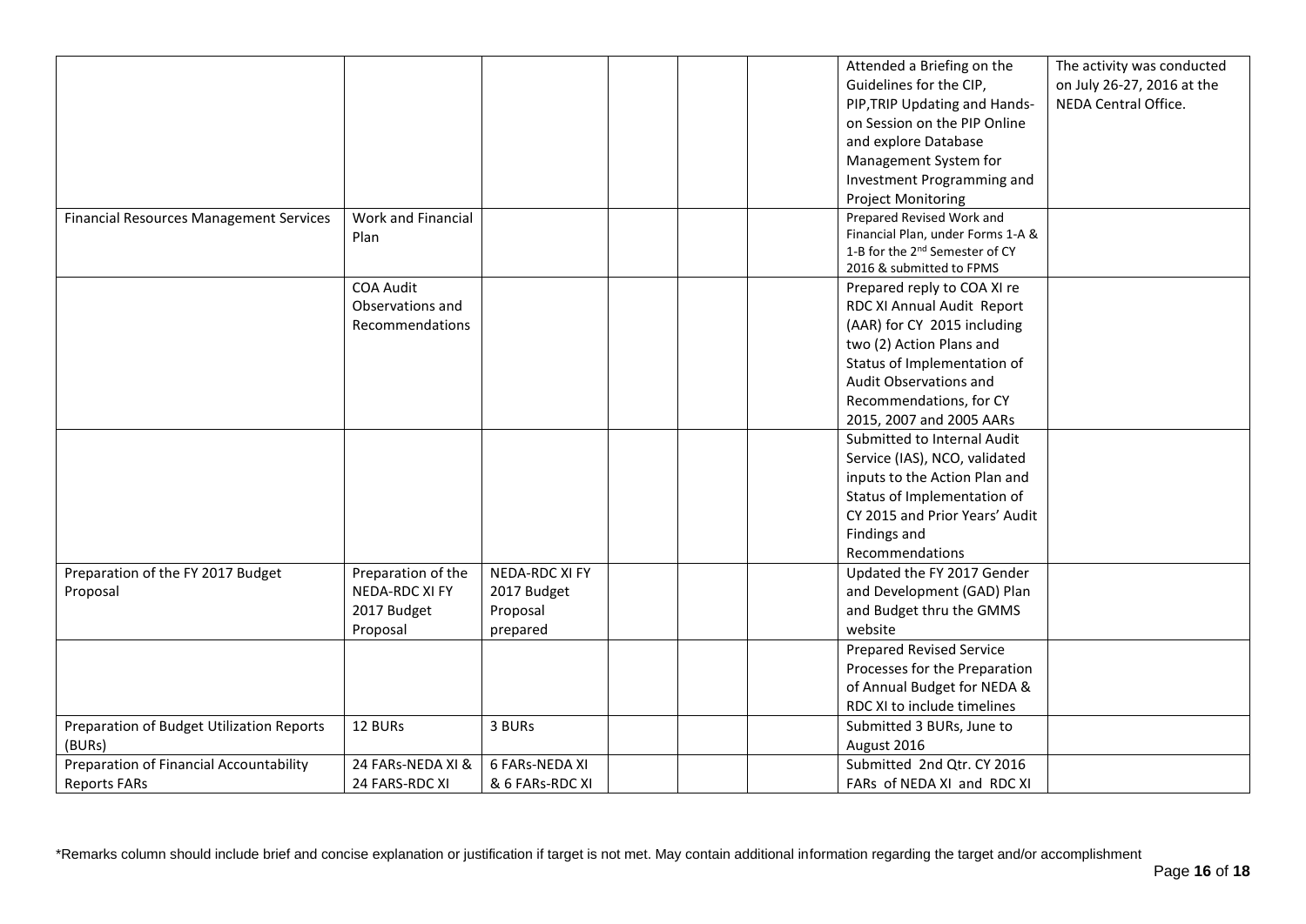| | | | | | | | |
|---|---|---|---|---|---|---|---|
| | | | | | | Attended a Briefing on the Guidelines for the CIP, PIP,TRIP Updating and Hands-on Session on the PIP Online and explore Database Management System for Investment Programming and Project Monitoring | The activity was conducted on July 26-27, 2016 at the NEDA Central Office. |
| Financial Resources Management Services | Work and Financial Plan | | | | | Prepared Revised Work and Financial Plan, under Forms 1-A & 1-B for the 2nd Semester of CY 2016 & submitted to FPMS | |
| | COA Audit Observations and Recommendations | | | | | Prepared reply to COA XI re RDC XI Annual Audit Report (AAR) for CY 2015 including two (2) Action Plans and Status of Implementation of Audit Observations and Recommendations, for CY 2015, 2007 and 2005 AARs | |
| | | | | | | Submitted to Internal Audit Service (IAS), NCO, validated inputs to the Action Plan and Status of Implementation of CY 2015 and Prior Years' Audit Findings and Recommendations | |
| Preparation of the FY 2017 Budget Proposal | Preparation of the NEDA-RDC XI FY 2017 Budget Proposal | NEDA-RDC XI FY 2017 Budget Proposal prepared | | | | Updated the FY 2017 Gender and Development (GAD) Plan and Budget thru the GMMS website | |
| | | | | | | Prepared Revised Service Processes for the Preparation of Annual Budget for NEDA & RDC XI to include timelines | |
| Preparation of Budget Utilization Reports (BURs) | 12 BURs | 3 BURs | | | | Submitted 3 BURs, June to August 2016 | |
| Preparation of Financial Accountability Reports FARs | 24 FARs-NEDA XI & 24 FARS-RDC XI | 6 FARs-NEDA XI & 6 FARs-RDC XI | | | | Submitted 2nd Qtr. CY 2016 FARs of NEDA XI and RDC XI | |

*Remarks column should include brief and concise explanation or justification if target is not met. May contain additional information regarding the target and/or accomplishment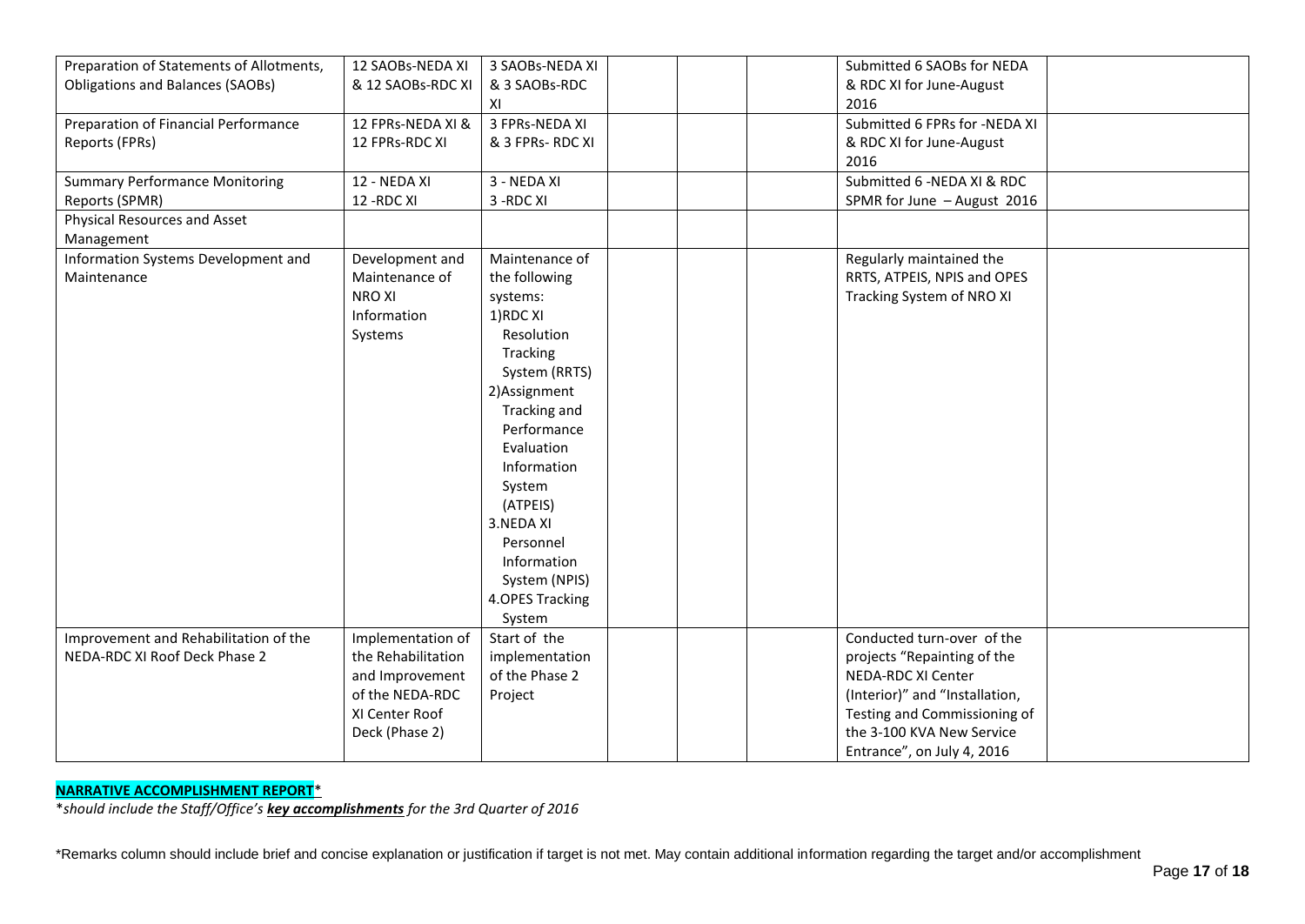| | | | | | | | |
|---|---|---|---|---|---|---|---|
| Preparation of Statements of Allotments, Obligations and Balances (SAOBs) | 12 SAOBs-NEDA XI & 12 SAOBs-RDC XI | 3 SAOBs-NEDA XI & 3 SAOBs-RDC XI | | | | Submitted 6 SAOBs for NEDA & RDC XI for June-August 2016 | |
| Preparation of Financial Performance Reports (FPRs) | 12 FPRs-NEDA XI & 12 FPRs-RDC XI | 3 FPRs-NEDA XI & 3 FPRs- RDC XI | | | | Submitted 6 FPRs for -NEDA XI & RDC XI for June-August 2016 | |
| Summary Performance Monitoring Reports (SPMR) | 12 - NEDA XI 12 -RDC XI | 3 - NEDA XI 3 -RDC XI | | | | Submitted 6 -NEDA XI & RDC SPMR for June – August 2016 | |
| Physical Resources and Asset Management | | | | | | | |
| Information Systems Development and Maintenance | Development and Maintenance of NRO XI Information Systems | Maintenance of the following systems: 1)RDC XI Resolution Tracking System (RRTS) 2)Assignment Tracking and Performance Evaluation Information System (ATPEIS) 3.NEDA XI Personnel Information System (NPIS) 4.OPES Tracking System | | | | Regularly maintained the RRTS, ATPEIS, NPIS and OPES Tracking System of NRO XI | |
| Improvement and Rehabilitation of the NEDA-RDC XI Roof Deck Phase 2 | Implementation of the Rehabilitation and Improvement of the NEDA-RDC XI Center Roof Deck (Phase 2) | Start of the implementation of the Phase 2 Project | | | | Conducted turn-over of the projects "Repainting of the NEDA-RDC XI Center (Interior)" and "Installation, Testing and Commissioning of the 3-100 KVA New Service Entrance", on July 4, 2016 | |

**NARRATIVE ACCOMPLISHMENT REPORT***

*\*should include the Staff/Office's **key accomplishments** for the 3rd Quarter of 2016*

*Remarks column should include brief and concise explanation or justification if target is not met. May contain additional information regarding the target and/or accomplishment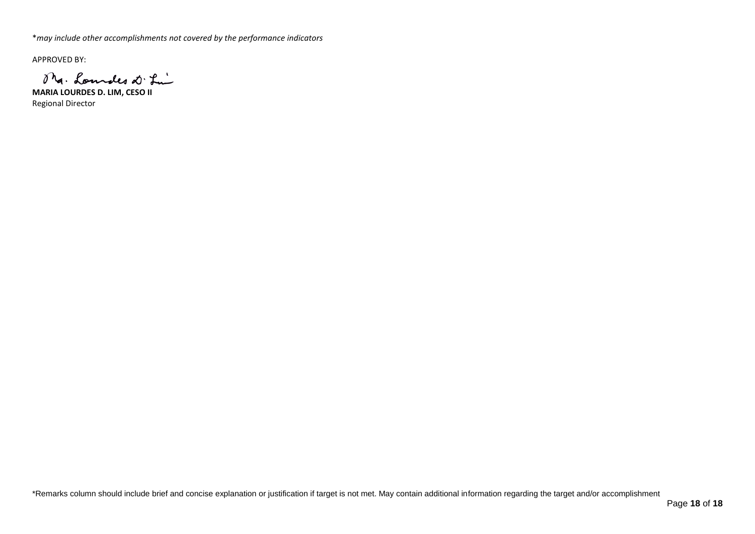\*may include other accomplishments not covered by the performance indicators*

APPROVED BY:

**MARIA LOURDES D. LIM, CESO II**
Regional Director

\*Remarks column should include brief and concise explanation or justification if target is not met. May contain additional information regarding the target and/or accomplishment